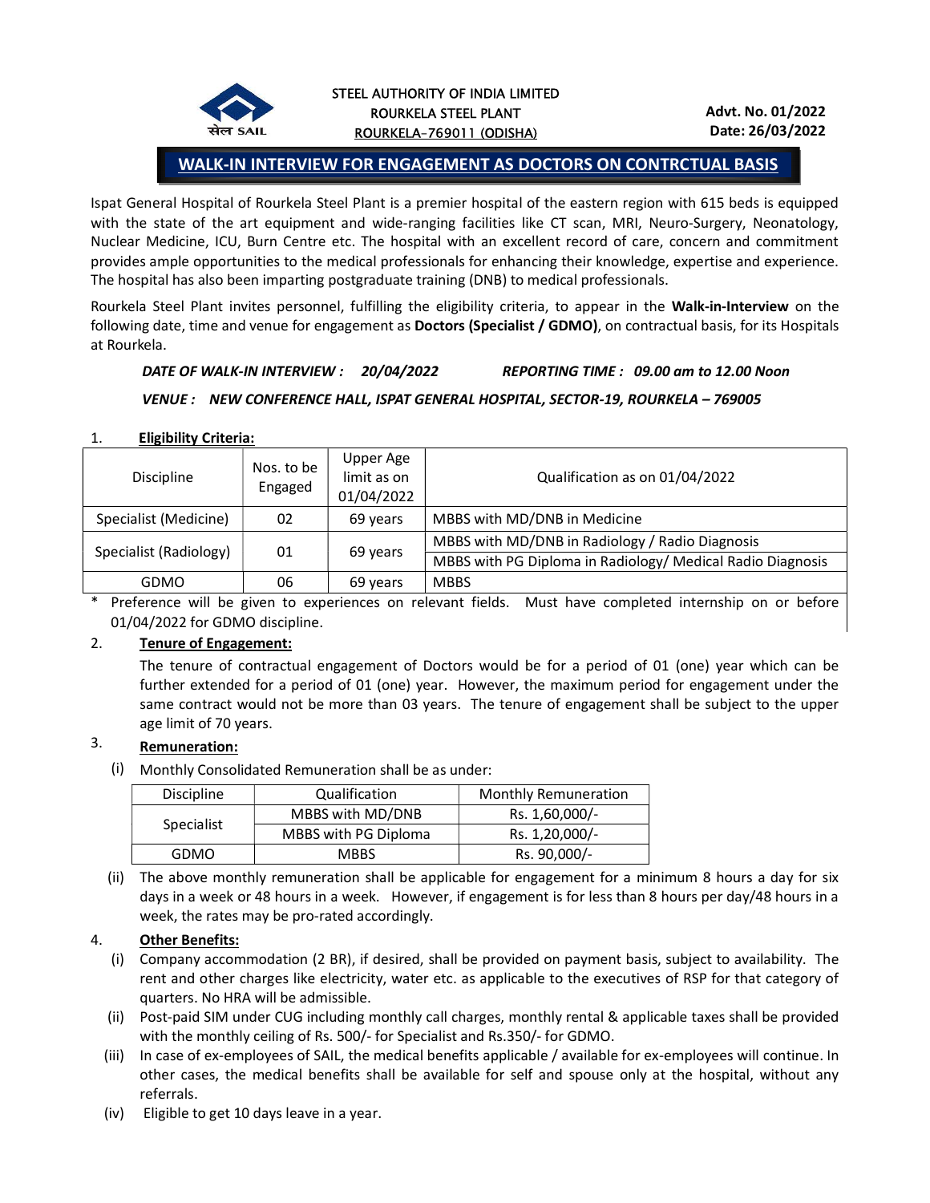STEEL AUTHORITY OF INDIA LIMITED
ROURKELA STEEL PLANT
ROURKELA-769011 (ODISHA)

**Advt. No. 01/2022**
**Date: 26/03/2022**

# WALK-IN INTERVIEW FOR ENGAGEMENT AS DOCTORS ON CONTRCTUAL BASIS

Ispat General Hospital of Rourkela Steel Plant is a premier hospital of the eastern region with 615 beds is equipped with the state of the art equipment and wide-ranging facilities like CT scan, MRI, Neuro-Surgery, Neonatology, Nuclear Medicine, ICU, Burn Centre etc. The hospital with an excellent record of care, concern and commitment provides ample opportunities to the medical professionals for enhancing their knowledge, expertise and experience. The hospital has also been imparting postgraduate training (DNB) to medical professionals.

Rourkela Steel Plant invites personnel, fulfilling the eligibility criteria, to appear in the **Walk-in-Interview** on the following date, time and venue for engagement as **Doctors (Specialist / GDMO)**, on contractual basis, for its Hospitals at Rourkela.

***DATE OF WALK-IN INTERVIEW : 20/04/2022*** ***REPORTING TIME : 09.00 am to 12.00 Noon***

***VENUE : NEW CONFERENCE HALL, ISPAT GENERAL HOSPITAL, SECTOR-19, ROURKELA – 769005***

1. **Eligibility Criteria:**

| Discipline | Nos. to be Engaged | Upper Age limit as on 01/04/2022 | Qualification as on 01/04/2022 |
|---|---|---|---|
| Specialist (Medicine) | 02 | 69 years | MBBS with MD/DNB in Medicine |
| Specialist (Radiology) | 01 | 69 years | MBBS with MD/DNB in Radiology / Radio Diagnosis |
| | | | MBBS with PG Diploma in Radiology/ Medical Radio Diagnosis |
| GDMO | 06 | 69 years | MBBS |

\* Preference will be given to experiences on relevant fields. Must have completed internship on or before 01/04/2022 for GDMO discipline.

2. **Tenure of Engagement:**

   The tenure of contractual engagement of Doctors would be for a period of 01 (one) year which can be further extended for a period of 01 (one) year. However, the maximum period for engagement under the same contract would not be more than 03 years. The tenure of engagement shall be subject to the upper age limit of 70 years.

3. **Remuneration:**

   (i) Monthly Consolidated Remuneration shall be as under:

| Discipline | Qualification | Monthly Remuneration |
|---|---|---|
| Specialist | MBBS with MD/DNB | Rs. 1,60,000/- |
| | MBBS with PG Diploma | Rs. 1,20,000/- |
| GDMO | MBBS | Rs. 90,000/- |

   (ii) The above monthly remuneration shall be applicable for engagement for a minimum 8 hours a day for six days in a week or 48 hours in a week. However, if engagement is for less than 8 hours per day/48 hours in a week, the rates may be pro-rated accordingly.

4. **Other Benefits:**

   (i) Company accommodation (2 BR), if desired, shall be provided on payment basis, subject to availability. The rent and other charges like electricity, water etc. as applicable to the executives of RSP for that category of quarters. No HRA will be admissible.

   (ii) Post-paid SIM under CUG including monthly call charges, monthly rental & applicable taxes shall be provided with the monthly ceiling of Rs. 500/- for Specialist and Rs.350/- for GDMO.

   (iii) In case of ex-employees of SAIL, the medical benefits applicable / available for ex-employees will continue. In other cases, the medical benefits shall be available for self and spouse only at the hospital, without any referrals.

   (iv) Eligible to get 10 days leave in a year.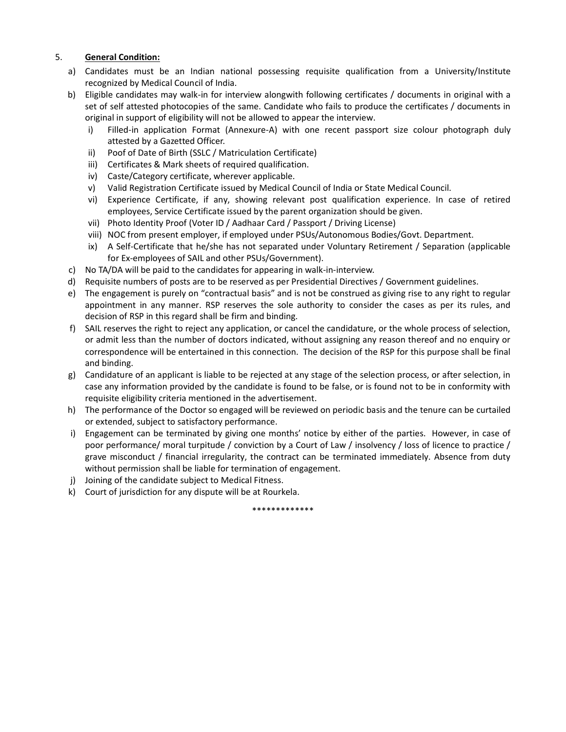5. **General Condition:**

a) Candidates must be an Indian national possessing requisite qualification from a University/Institute recognized by Medical Council of India.

b) Eligible candidates may walk-in for interview alongwith following certificates / documents in original with a set of self attested photocopies of the same. Candidate who fails to produce the certificates / documents in original in support of eligibility will not be allowed to appear the interview.

   i) Filled-in application Format (Annexure-A) with one recent passport size colour photograph duly attested by a Gazetted Officer.
   ii) Poof of Date of Birth (SSLC / Matriculation Certificate)
   iii) Certificates & Mark sheets of required qualification.
   iv) Caste/Category certificate, wherever applicable.
   v) Valid Registration Certificate issued by Medical Council of India or State Medical Council.
   vi) Experience Certificate, if any, showing relevant post qualification experience. In case of retired employees, Service Certificate issued by the parent organization should be given.
   vii) Photo Identity Proof (Voter ID / Aadhaar Card / Passport / Driving License)
   viii) NOC from present employer, if employed under PSUs/Autonomous Bodies/Govt. Department.
   ix) A Self-Certificate that he/she has not separated under Voluntary Retirement / Separation (applicable for Ex-employees of SAIL and other PSUs/Government).

c) No TA/DA will be paid to the candidates for appearing in walk-in-interview.

d) Requisite numbers of posts are to be reserved as per Presidential Directives / Government guidelines.

e) The engagement is purely on "contractual basis" and is not be construed as giving rise to any right to regular appointment in any manner. RSP reserves the sole authority to consider the cases as per its rules, and decision of RSP in this regard shall be firm and binding.

f) SAIL reserves the right to reject any application, or cancel the candidature, or the whole process of selection, or admit less than the number of doctors indicated, without assigning any reason thereof and no enquiry or correspondence will be entertained in this connection. The decision of the RSP for this purpose shall be final and binding.

g) Candidature of an applicant is liable to be rejected at any stage of the selection process, or after selection, in case any information provided by the candidate is found to be false, or is found not to be in conformity with requisite eligibility criteria mentioned in the advertisement.

h) The performance of the Doctor so engaged will be reviewed on periodic basis and the tenure can be curtailed or extended, subject to satisfactory performance.

i) Engagement can be terminated by giving one months' notice by either of the parties. However, in case of poor performance/ moral turpitude / conviction by a Court of Law / insolvency / loss of licence to practice / grave misconduct / financial irregularity, the contract can be terminated immediately. Absence from duty without permission shall be liable for termination of engagement.

j) Joining of the candidate subject to Medical Fitness.

k) Court of jurisdiction for any dispute will be at Rourkela.

*************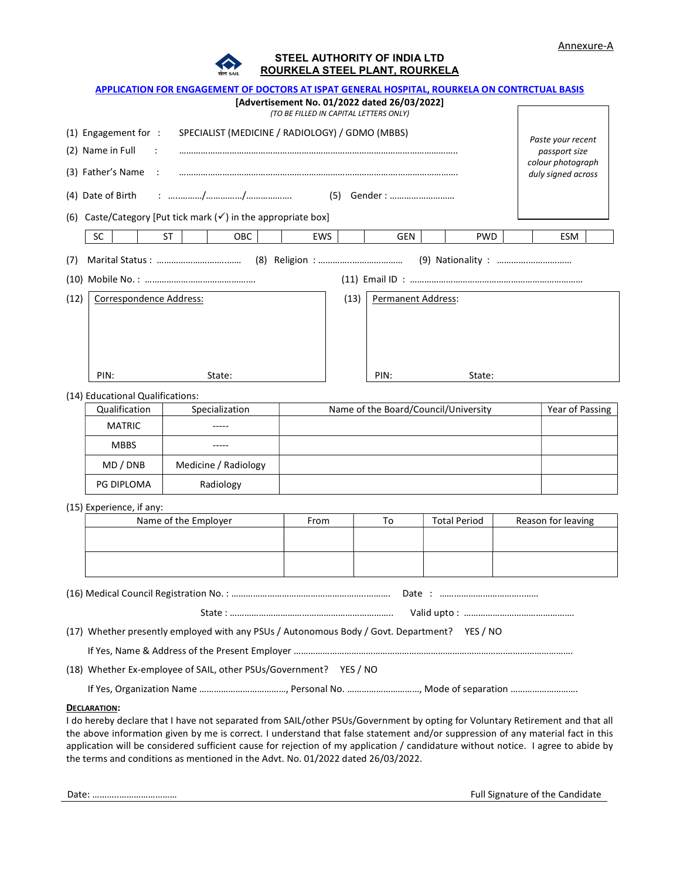Annexure-A

**STEEL AUTHORITY OF INDIA LTD**
**ROURKELA STEEL PLANT, ROURKELA**

**APPLICATION FOR ENGAGEMENT OF DOCTORS AT ISPAT GENERAL HOSPITAL, ROURKELA ON CONTRCTUAL BASIS**

**[Advertisement No. 01/2022 dated 26/03/2022]**

*(TO BE FILLED IN CAPITAL LETTERS ONLY)*

*Paste your recent passport size colour photograph duly signed across*

(1) Engagement for : SPECIALIST (MEDICINE / RADIOLOGY) / GDMO (MBBS)

(2) Name in Full : ……………………………………………………………………………………………

(3) Father's Name : ……………………………………………………………………………………………

(4) Date of Birth : …………/…………/……………… (5) Gender : ………………………

(6) Caste/Category [Put tick mark (✓) in the appropriate box]

| SC | | ST | | OBC | | EWS | | GEN | | PWD | | ESM | |
|---|---|---|---|---|---|---|---|---|---|---|---|---|---|

(7) Marital Status : …………………………….. (8) Religion : ……………..……………… (9) Nationality : …………………………

(10) Mobile No. : ……………………………………… (11) Email ID : ……………………………………………………………

(12) Correspondence Address:

PIN: State:

(13) Permanent Address:

PIN: State:

(14) Educational Qualifications:

| Qualification | Specialization | Name of the Board/Council/University | Year of Passing |
|---|---|---|---|
| MATRIC | ----- | | |
| MBBS | ----- | | |
| MD / DNB | Medicine / Radiology | | |
| PG DIPLOMA | Radiology | | |

(15) Experience, if any:

| Name of the Employer | From | To | Total Period | Reason for leaving |
|---|---|---|---|---|
| | | | | |
| | | | | |

(16) Medical Council Registration No. : ………………………………………………….. Date : ……………………………..

State : ………………………………………………………. Valid upto : ………………………………………

(17) Whether presently employed with any PSUs / Autonomous Body / Govt. Department? YES / NO

If Yes, Name & Address of the Present Employer ………………………………………………………………………………………………

(18) Whether Ex-employee of SAIL, other PSUs/Government? YES / NO

If Yes, Organization Name ………………………………, Personal No. …………………………, Mode of separation ……………………….

**DECLARATION:**

I do hereby declare that I have not separated from SAIL/other PSUs/Government by opting for Voluntary Retirement and that all the above information given by me is correct. I understand that false statement and/or suppression of any material fact in this application will be considered sufficient cause for rejection of my application / candidature without notice. I agree to abide by the terms and conditions as mentioned in the Advt. No. 01/2022 dated 26/03/2022.

Date: ……………………………… Full Signature of the Candidate